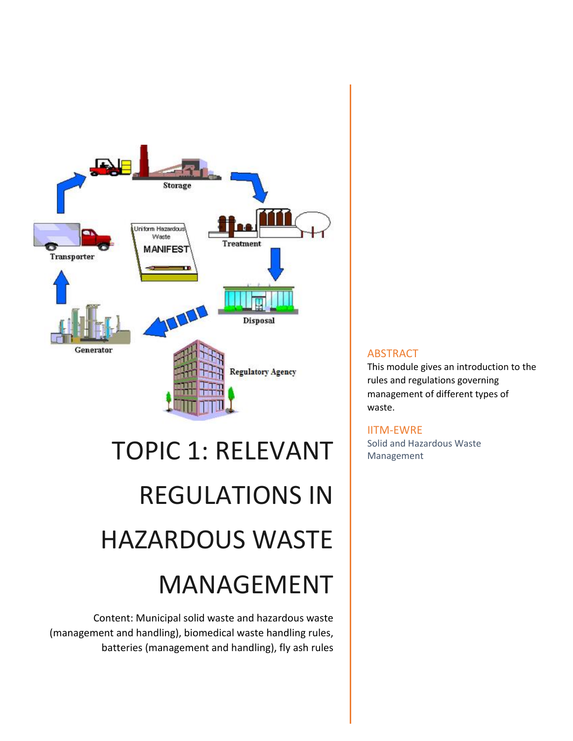# TOPIC 1: RELEVANT REGULATIONS IN HAZARDOUS WASTE MANAGEMENT

Content: Municipal solid waste and hazardous waste (management and handling), biomedical waste handling rules, batteries (management and handling), fly ash rules

## ABSTRACT

This module gives an introduction to the rules and regulations governing management of different types of waste.

IITM-EWRE

Solid and Hazardous Waste Management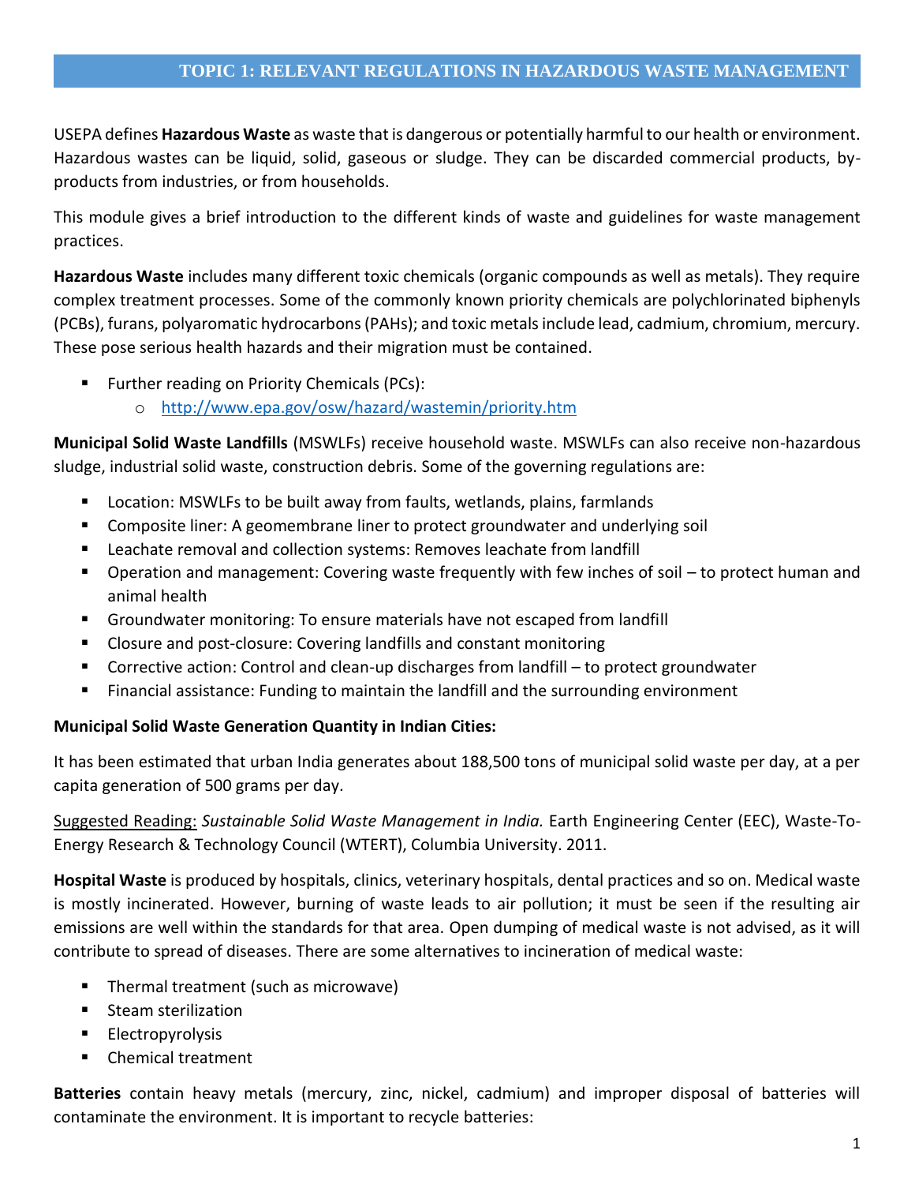# TOPIC 1: RELEVANT REGULATIONS IN HAZARDOUS WASTE MANAGEMENT

USEPA defines **Hazardous Waste** as waste that is dangerous or potentially harmful to our health or environment. Hazardous wastes can be liquid, solid, gaseous or sludge. They can be discarded commercial products, by-products from industries, or from households.

This module gives a brief introduction to the different kinds of waste and guidelines for waste management practices.

**Hazardous Waste** includes many different toxic chemicals (organic compounds as well as metals). They require complex treatment processes. Some of the commonly known priority chemicals are polychlorinated biphenyls (PCBs), furans, polyaromatic hydrocarbons (PAHs); and toxic metals include lead, cadmium, chromium, mercury. These pose serious health hazards and their migration must be contained.

- Further reading on Priority Chemicals (PCs):
  - http://www.epa.gov/osw/hazard/wastemin/priority.htm

**Municipal Solid Waste Landfills** (MSWLFs) receive household waste. MSWLFs can also receive non-hazardous sludge, industrial solid waste, construction debris. Some of the governing regulations are:

- Location: MSWLFs to be built away from faults, wetlands, plains, farmlands
- Composite liner: A geomembrane liner to protect groundwater and underlying soil
- Leachate removal and collection systems: Removes leachate from landfill
- Operation and management: Covering waste frequently with few inches of soil – to protect human and animal health
- Groundwater monitoring: To ensure materials have not escaped from landfill
- Closure and post-closure: Covering landfills and constant monitoring
- Corrective action: Control and clean-up discharges from landfill – to protect groundwater
- Financial assistance: Funding to maintain the landfill and the surrounding environment

**Municipal Solid Waste Generation Quantity in Indian Cities:**

It has been estimated that urban India generates about 188,500 tons of municipal solid waste per day, at a per capita generation of 500 grams per day.

Suggested Reading: *Sustainable Solid Waste Management in India.* Earth Engineering Center (EEC), Waste-To-Energy Research & Technology Council (WTERT), Columbia University. 2011.

**Hospital Waste** is produced by hospitals, clinics, veterinary hospitals, dental practices and so on. Medical waste is mostly incinerated. However, burning of waste leads to air pollution; it must be seen if the resulting air emissions are well within the standards for that area. Open dumping of medical waste is not advised, as it will contribute to spread of diseases. There are some alternatives to incineration of medical waste:

- Thermal treatment (such as microwave)
- Steam sterilization
- Electropyrolysis
- Chemical treatment

**Batteries** contain heavy metals (mercury, zinc, nickel, cadmium) and improper disposal of batteries will contaminate the environment. It is important to recycle batteries: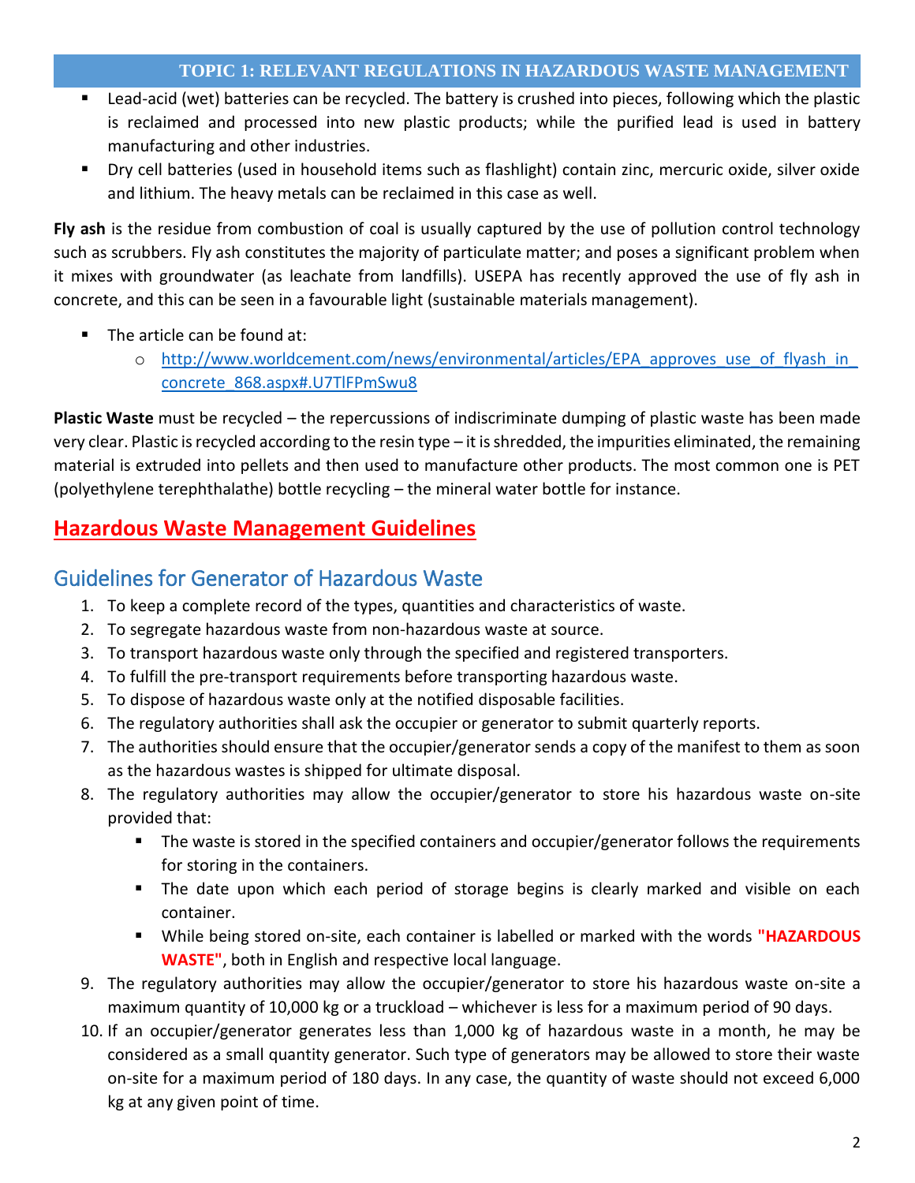- Lead-acid (wet) batteries can be recycled. The battery is crushed into pieces, following which the plastic is reclaimed and processed into new plastic products; while the purified lead is used in battery manufacturing and other industries.
- Dry cell batteries (used in household items such as flashlight) contain zinc, mercuric oxide, silver oxide and lithium. The heavy metals can be reclaimed in this case as well.

**Fly ash** is the residue from combustion of coal is usually captured by the use of pollution control technology such as scrubbers. Fly ash constitutes the majority of particulate matter; and poses a significant problem when it mixes with groundwater (as leachate from landfills). USEPA has recently approved the use of fly ash in concrete, and this can be seen in a favourable light (sustainable materials management).

- The article can be found at:
  - [http://www.worldcement.com/news/environmental/articles/EPA_approves_use_of_flyash_in_concrete_868.aspx#.U7TlFPmSwu8](http://www.worldcement.com/news/environmental/articles/EPA_approves_use_of_flyash_in_concrete_868.aspx#.U7TlFPmSwu8)

**Plastic Waste** must be recycled – the repercussions of indiscriminate dumping of plastic waste has been made very clear. Plastic is recycled according to the resin type – it is shredded, the impurities eliminated, the remaining material is extruded into pellets and then used to manufacture other products. The most common one is PET (polyethylene terephthalathe) bottle recycling – the mineral water bottle for instance.

## Hazardous Waste Management Guidelines

### Guidelines for Generator of Hazardous Waste

1. To keep a complete record of the types, quantities and characteristics of waste.
2. To segregate hazardous waste from non-hazardous waste at source.
3. To transport hazardous waste only through the specified and registered transporters.
4. To fulfill the pre-transport requirements before transporting hazardous waste.
5. To dispose of hazardous waste only at the notified disposable facilities.
6. The regulatory authorities shall ask the occupier or generator to submit quarterly reports.
7. The authorities should ensure that the occupier/generator sends a copy of the manifest to them as soon as the hazardous wastes is shipped for ultimate disposal.
8. The regulatory authorities may allow the occupier/generator to store his hazardous waste on-site provided that:
   - The waste is stored in the specified containers and occupier/generator follows the requirements for storing in the containers.
   - The date upon which each period of storage begins is clearly marked and visible on each container.
   - While being stored on-site, each container is labelled or marked with the words **"HAZARDOUS WASTE"**, both in English and respective local language.
9. The regulatory authorities may allow the occupier/generator to store his hazardous waste on-site a maximum quantity of 10,000 kg or a truckload – whichever is less for a maximum period of 90 days.
10. If an occupier/generator generates less than 1,000 kg of hazardous waste in a month, he may be considered as a small quantity generator. Such type of generators may be allowed to store their waste on-site for a maximum period of 180 days. In any case, the quantity of waste should not exceed 6,000 kg at any given point of time.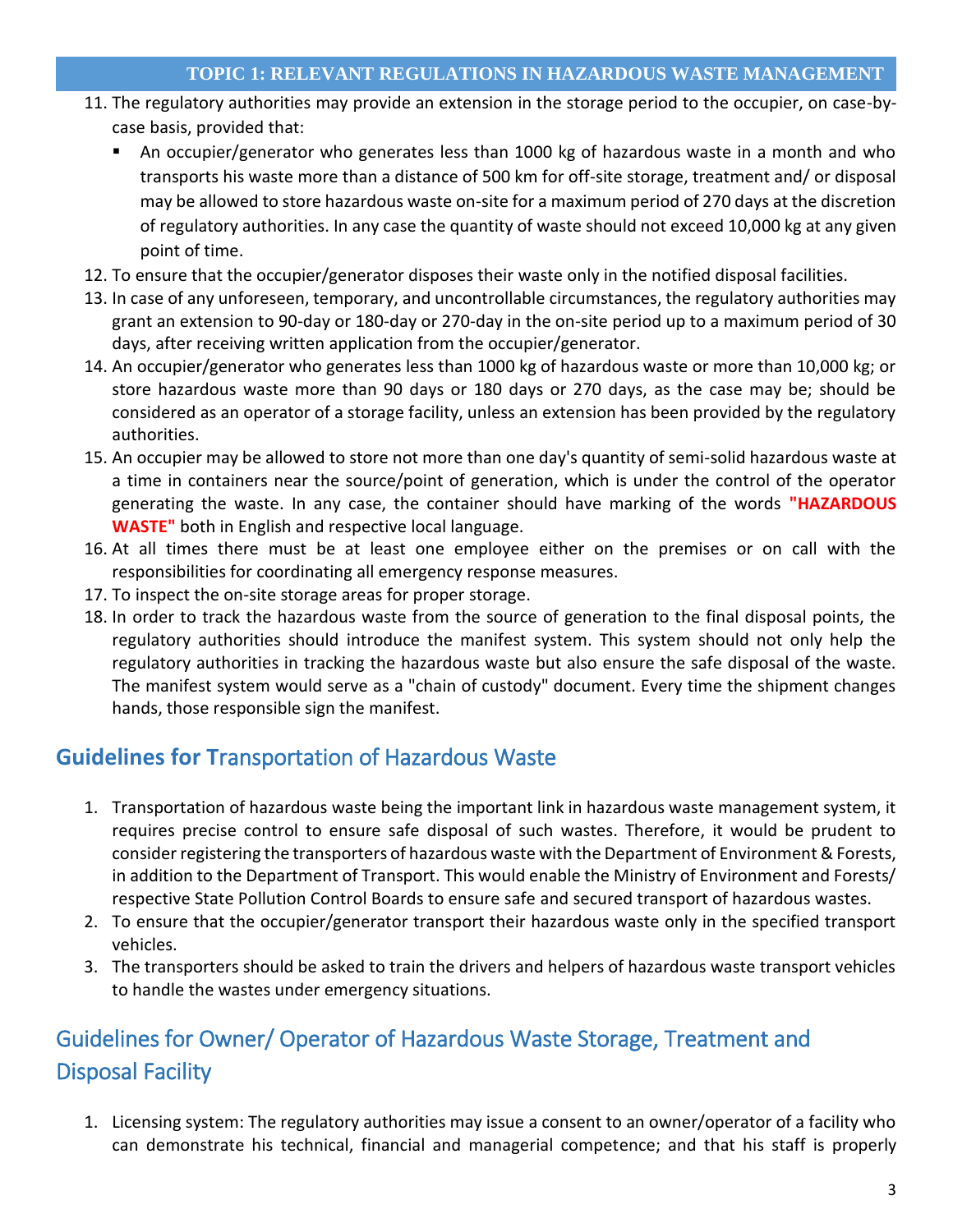11. The regulatory authorities may provide an extension in the storage period to the occupier, on case-by-case basis, provided that:
    - An occupier/generator who generates less than 1000 kg of hazardous waste in a month and who transports his waste more than a distance of 500 km for off-site storage, treatment and/ or disposal may be allowed to store hazardous waste on-site for a maximum period of 270 days at the discretion of regulatory authorities. In any case the quantity of waste should not exceed 10,000 kg at any given point of time.
12. To ensure that the occupier/generator disposes their waste only in the notified disposal facilities.
13. In case of any unforeseen, temporary, and uncontrollable circumstances, the regulatory authorities may grant an extension to 90-day or 180-day or 270-day in the on-site period up to a maximum period of 30 days, after receiving written application from the occupier/generator.
14. An occupier/generator who generates less than 1000 kg of hazardous waste or more than 10,000 kg; or store hazardous waste more than 90 days or 180 days or 270 days, as the case may be; should be considered as an operator of a storage facility, unless an extension has been provided by the regulatory authorities.
15. An occupier may be allowed to store not more than one day's quantity of semi-solid hazardous waste at a time in containers near the source/point of generation, which is under the control of the operator generating the waste. In any case, the container should have marking of the words **"HAZARDOUS WASTE"** both in English and respective local language.
16. At all times there must be at least one employee either on the premises or on call with the responsibilities for coordinating all emergency response measures.
17. To inspect the on-site storage areas for proper storage.
18. In order to track the hazardous waste from the source of generation to the final disposal points, the regulatory authorities should introduce the manifest system. This system should not only help the regulatory authorities in tracking the hazardous waste but also ensure the safe disposal of the waste. The manifest system would serve as a "chain of custody" document. Every time the shipment changes hands, those responsible sign the manifest.

## Guidelines for Transportation of Hazardous Waste

1. Transportation of hazardous waste being the important link in hazardous waste management system, it requires precise control to ensure safe disposal of such wastes. Therefore, it would be prudent to consider registering the transporters of hazardous waste with the Department of Environment & Forests, in addition to the Department of Transport. This would enable the Ministry of Environment and Forests/ respective State Pollution Control Boards to ensure safe and secured transport of hazardous wastes.
2. To ensure that the occupier/generator transport their hazardous waste only in the specified transport vehicles.
3. The transporters should be asked to train the drivers and helpers of hazardous waste transport vehicles to handle the wastes under emergency situations.

## Guidelines for Owner/ Operator of Hazardous Waste Storage, Treatment and Disposal Facility

1. Licensing system: The regulatory authorities may issue a consent to an owner/operator of a facility who can demonstrate his technical, financial and managerial competence; and that his staff is properly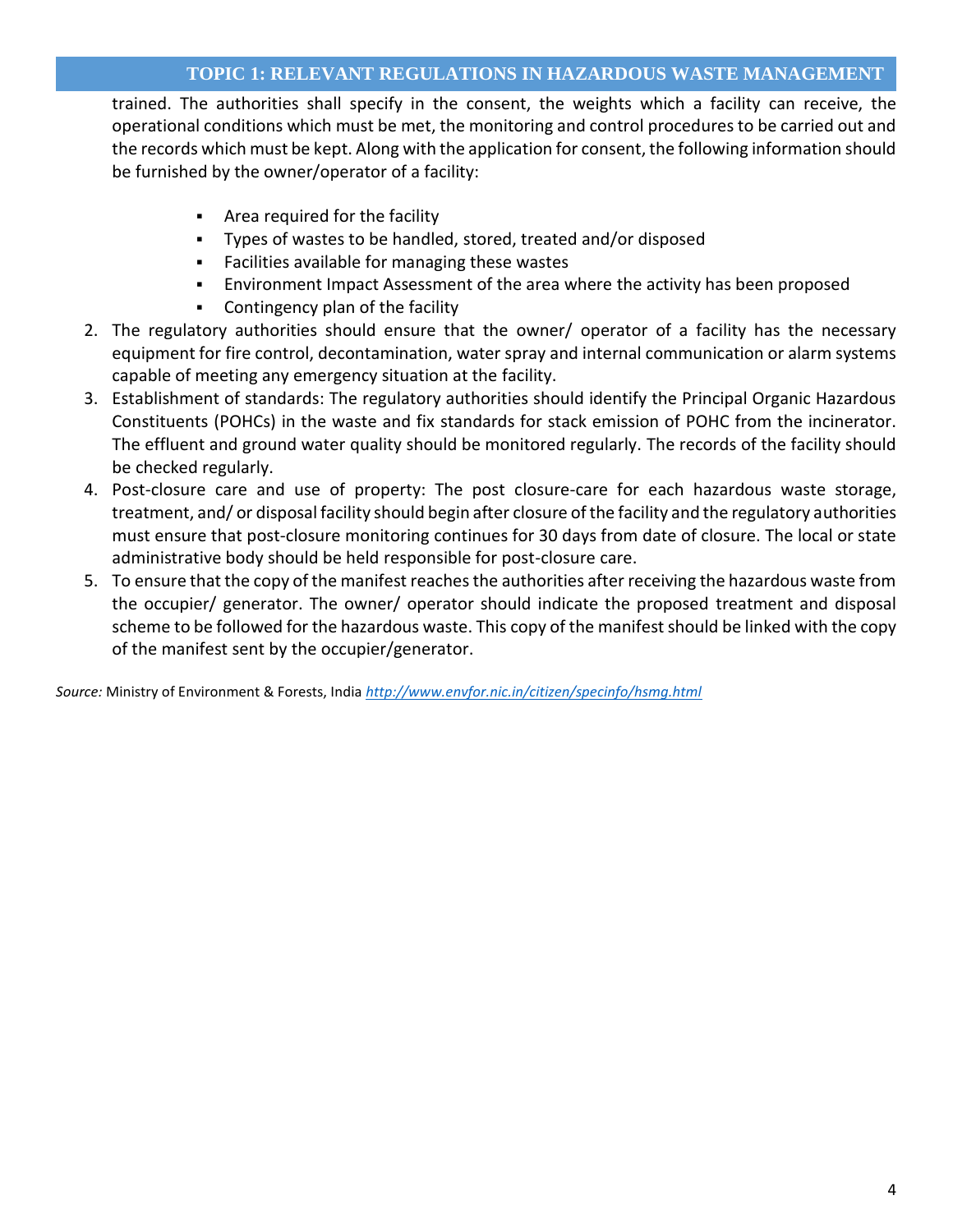trained. The authorities shall specify in the consent, the weights which a facility can receive, the operational conditions which must be met, the monitoring and control procedures to be carried out and the records which must be kept. Along with the application for consent, the following information should be furnished by the owner/operator of a facility:

- Area required for the facility
- Types of wastes to be handled, stored, treated and/or disposed
- Facilities available for managing these wastes
- Environment Impact Assessment of the area where the activity has been proposed
- Contingency plan of the facility

2. The regulatory authorities should ensure that the owner/ operator of a facility has the necessary equipment for fire control, decontamination, water spray and internal communication or alarm systems capable of meeting any emergency situation at the facility.
3. Establishment of standards: The regulatory authorities should identify the Principal Organic Hazardous Constituents (POHCs) in the waste and fix standards for stack emission of POHC from the incinerator. The effluent and ground water quality should be monitored regularly. The records of the facility should be checked regularly.
4. Post-closure care and use of property: The post closure-care for each hazardous waste storage, treatment, and/ or disposal facility should begin after closure of the facility and the regulatory authorities must ensure that post-closure monitoring continues for 30 days from date of closure. The local or state administrative body should be held responsible for post-closure care.
5. To ensure that the copy of the manifest reaches the authorities after receiving the hazardous waste from the occupier/ generator. The owner/ operator should indicate the proposed treatment and disposal scheme to be followed for the hazardous waste. This copy of the manifest should be linked with the copy of the manifest sent by the occupier/generator.

*Source:* Ministry of Environment & Forests, India *http://www.envfor.nic.in/citizen/specinfo/hsmg.html*